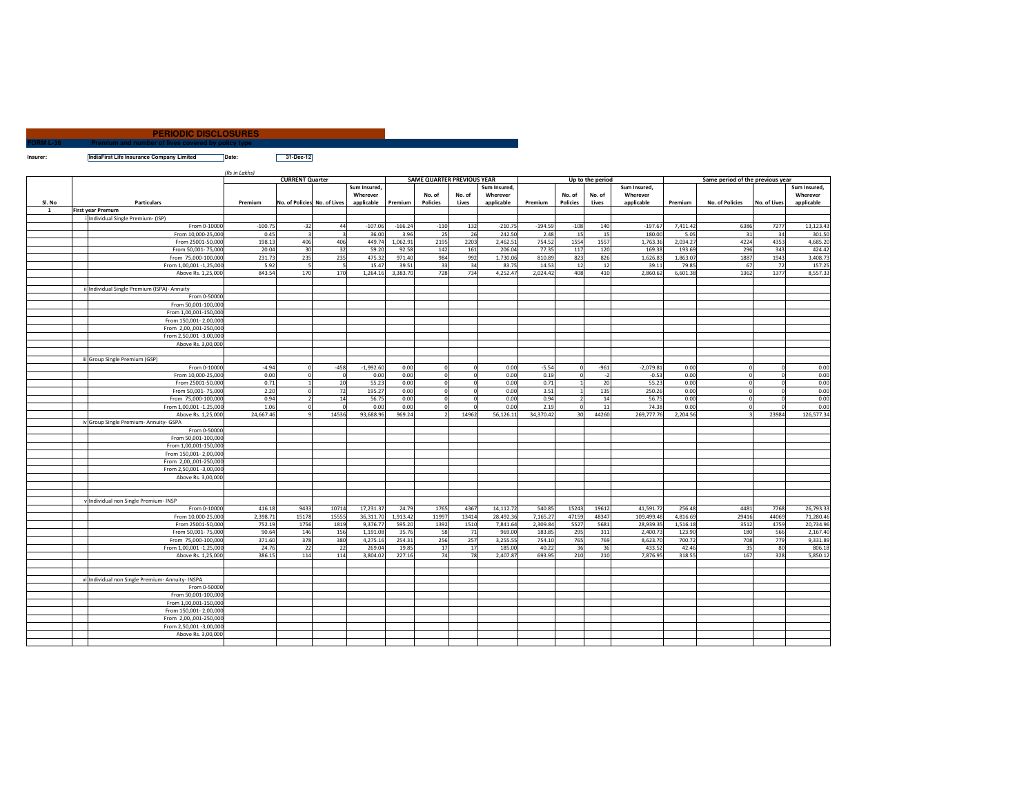## PERIODIC DISCLOSURES

**FORM L-36 :Premium and number of lives covered by policy type**

**Insurer:** IndiaFirst Life Insurance Company Limited **Date:** 31-Dec-12

*(Rs in Lakhs)*

| | | CURRENT Quarter | | | | SAME QUARTER PREVIOUS YEAR | | | | Up to the period | | | | Same period of the previous year | | | |
|---|---|---|---|---|---|---|---|---|---|---|---|---|---|---|---|---|---|
| Sl. No | Particulars | Premium | No. of Policies | No. of Lives | Sum Insured, Wherever applicable | Premium | No. of Policies | No. of Lives | Sum Insured, Wherever applicable | Premium | No. of Policies | No. of Lives | Sum Insured, Wherever applicable | Premium | No. of Policies | No. of Lives | Sum Insured, Wherever applicable |
| 1 | First year Premum | | | | | | | | | | | | | | | | |
| | i Individual Single Premium- (ISP) | | | | | | | | | | | | | | | | |
| | From 0-10000 | -100.75 | -32 | 44 | -107.06 | -166.24 | -110 | 132 | -210.75 | -194.59 | -108 | 140 | -197.67 | 7,411.42 | 6386 | 7277 | 13,123.43 |
| | From 10,000-25,000 | 0.45 | 3 | 3 | 36.00 | 3.96 | 25 | 26 | 242.50 | 2.48 | 15 | 15 | 180.00 | 5.05 | 31 | 34 | 301.50 |
| | From 25001-50,000 | 198.13 | 406 | 406 | 449.74 | 1,062.91 | 2195 | 2203 | 2,462.51 | 754.52 | 1554 | 1557 | 1,763.36 | 2,034.27 | 4224 | 4353 | 4,685.20 |
| | From 50,001- 75,000 | 20.04 | 30 | 32 | 59.20 | 92.58 | 142 | 161 | 206.04 | 77.35 | 117 | 120 | 169.38 | 193.69 | 296 | 343 | 424.42 |
| | From 75,000-100,000 | 231.73 | 235 | 235 | 475.32 | 971.40 | 984 | 992 | 1,730.06 | 810.89 | 823 | 826 | 1,626.83 | 1,863.07 | 1887 | 1943 | 3,408.73 |
| | From 1,00,001 -1,25,000 | 5.92 | 5 | 5 | 15.47 | 39.51 | 33 | 34 | 83.75 | 14.53 | 12 | 12 | 39.11 | 79.85 | 67 | 72 | 157.25 |
| | Above Rs. 1,25,000 | 843.54 | 170 | 170 | 1,264.16 | 3,383.70 | 728 | 734 | 4,252.47 | 2,024.42 | 408 | 410 | 2,860.62 | 6,601.38 | 1362 | 1377 | 8,557.33 |
| | | | | | | | | | | | | | | | | | |
| | ii Individual Single Premium (ISPA)- Annuity | | | | | | | | | | | | | | | | |
| | From 0-50000 | | | | | | | | | | | | | | | | |
| | From 50,001-100,000 | | | | | | | | | | | | | | | | |
| | From 1,00,001-150,000 | | | | | | | | | | | | | | | | |
| | From 150,001- 2,00,000 | | | | | | | | | | | | | | | | |
| | From 2,00,,001-250,000 | | | | | | | | | | | | | | | | |
| | From 2,50,001 -3,00,000 | | | | | | | | | | | | | | | | |
| | Above Rs. 3,00,000 | | | | | | | | | | | | | | | | |
| | | | | | | | | | | | | | | | | | |
| | iii Group Single Premium (GSP) | | | | | | | | | | | | | | | | |
| | From 0-10000 | -4.94 | 0 | -458 | -1,992.60 | 0.00 | 0 | 0 | 0.00 | -5.54 | 0 | -961 | -2,079.81 | 0.00 | 0 | 0 | 0.00 |
| | From 10,000-25,000 | 0.00 | 0 | 0 | 0.00 | 0.00 | 0 | 0 | 0.00 | 0.19 | 0 | -2 | -0.53 | 0.00 | 0 | 0 | 0.00 |
| | From 25001-50,000 | 0.71 | 1 | 20 | 55.23 | 0.00 | 0 | 0 | 0.00 | 0.71 | 1 | 20 | 55.23 | 0.00 | 0 | 0 | 0.00 |
| | From 50,001- 75,000 | 2.20 | 0 | 72 | 195.27 | 0.00 | 0 | 0 | 0.00 | 3.51 | 1 | 135 | 250.26 | 0.00 | 0 | 0 | 0.00 |
| | From 75,000-100,000 | 0.94 | 2 | 14 | 56.75 | 0.00 | 0 | 0 | 0.00 | 0.94 | 2 | 14 | 56.75 | 0.00 | 0 | 0 | 0.00 |
| | From 1,00,001 -1,25,000 | 1.06 | 0 | 0 | 0.00 | 0.00 | 0 | 0 | 0.00 | 2.19 | 0 | 11 | 74.38 | 0.00 | 0 | 0 | 0.00 |
| | Above Rs. 1,25,000 | 24,667.46 | 9 | 14536 | 93,688.96 | 969.24 | 2 | 14962 | 56,126.11 | 34,370.42 | 30 | 44260 | 269,777.76 | 2,204.56 | 3 | 23984 | 126,577.34 |
| | iv Group Single Premium- Annuity- GSPA | | | | | | | | | | | | | | | | |
| | From 0-50000 | | | | | | | | | | | | | | | | |
| | From 50,001-100,000 | | | | | | | | | | | | | | | | |
| | From 1,00,001-150,000 | | | | | | | | | | | | | | | | |
| | From 150,001- 2,00,000 | | | | | | | | | | | | | | | | |
| | From 2,00,,001-250,000 | | | | | | | | | | | | | | | | |
| | From 2,50,001 -3,00,000 | | | | | | | | | | | | | | | | |
| | Above Rs. 3,00,000 | | | | | | | | | | | | | | | | |
| | | | | | | | | | | | | | | | | | |
| | | | | | | | | | | | | | | | | | |
| | v Individual non Single Premium- INSP | | | | | | | | | | | | | | | | |
| | From 0-10000 | 416.18 | 9433 | 10714 | 17,231.37 | 24.79 | 1765 | 4367 | 14,112.72 | 540.85 | 15243 | 19612 | 41,591.72 | 256.48 | 4481 | 7768 | 26,793.33 |
| | From 10,000-25,000 | 2,398.71 | 15178 | 15555 | 36,311.70 | 1,913.42 | 11997 | 13414 | 28,492.36 | 7,165.27 | 47159 | 48347 | 109,499.48 | 4,816.69 | 29416 | 44069 | 71,280.46 |
| | From 25001-50,000 | 752.19 | 1756 | 1819 | 9,376.77 | 595.20 | 1392 | 1510 | 7,841.64 | 2,309.84 | 5527 | 5681 | 28,939.35 | 1,516.18 | 3512 | 4759 | 20,734.96 |
| | From 50,001- 75,000 | 90.64 | 146 | 156 | 1,191.08 | 35.76 | 58 | 71 | 969.00 | 183.85 | 295 | 311 | 2,400.73 | 123.90 | 180 | 566 | 2,167.40 |
| | From 75,000-100,000 | 371.60 | 378 | 380 | 4,275.16 | 254.31 | 256 | 257 | 3,255.55 | 754.10 | 765 | 769 | 8,623.70 | 700.72 | 708 | 779 | 9,331.89 |
| | From 1,00,001 -1,25,000 | 24.76 | 22 | 22 | 269.04 | 19.85 | 17 | 17 | 185.00 | 40.22 | 36 | 36 | 433.52 | 42.46 | 35 | 80 | 806.18 |
| | Above Rs. 1,25,000 | 386.15 | 114 | 114 | 3,804.02 | 227.16 | 74 | 78 | 2,407.87 | 693.95 | 210 | 210 | 7,876.95 | 318.55 | 167 | 328 | 5,850.12 |
| | | | | | | | | | | | | | | | | | |
| | | | | | | | | | | | | | | | | | |
| | vi Individual non Single Premium- Annuity- INSPA | | | | | | | | | | | | | | | | |
| | From 0-50000 | | | | | | | | | | | | | | | | |
| | From 50,001-100,000 | | | | | | | | | | | | | | | | |
| | From 1,00,001-150,000 | | | | | | | | | | | | | | | | |
| | From 150,001- 2,00,000 | | | | | | | | | | | | | | | | |
| | From 2,00,,001-250,000 | | | | | | | | | | | | | | | | |
| | From 2,50,001 -3,00,000 | | | | | | | | | | | | | | | | |
| | Above Rs. 3,00,000 | | | | | | | | | | | | | | | | |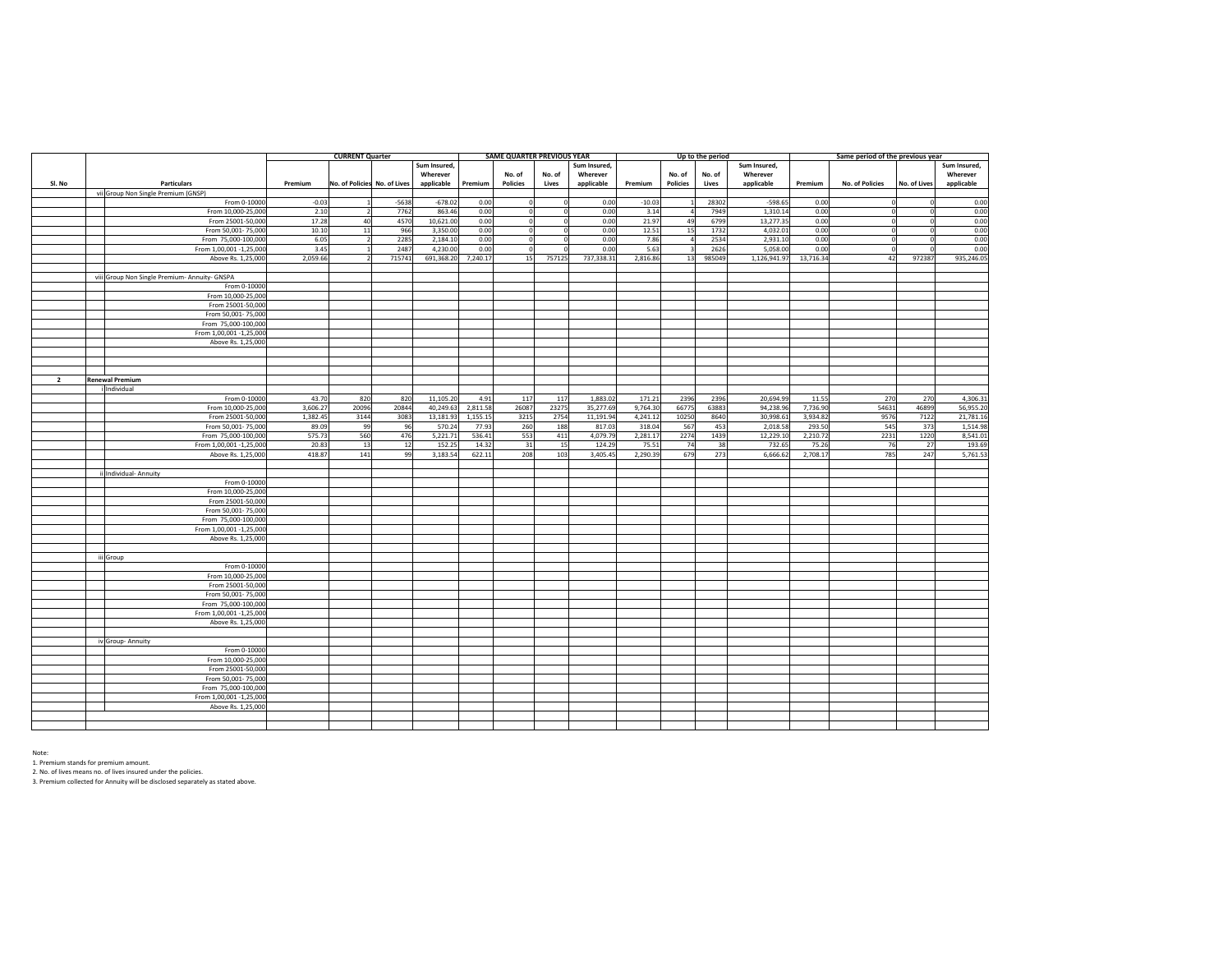| Sl. No | | Particulars | CURRENT Quarter | | | | SAME QUARTER PREVIOUS YEAR | | | | Up to the period | | | | Same period of the previous year | | | |
|---|---|---|---|---|---|---|---|---|---|---|---|---|---|---|---|---|---|---|
| | | | Premium | No. of Policies | No. of Lives | Sum Insured, Wherever applicable | Premium | No. of Policies | No. of Lives | Sum Insured, Wherever applicable | Premium | No. of Policies | No. of Lives | Sum Insured, Wherever applicable | Premium | No. of Policies | No. of Lives | Sum Insured, Wherever applicable |
| | vii | Group Non Single Premium (GNSP) | | | | | | | | | | | | | | | | |
| | | From 0-10000 | -0.03 | 1 | -5638 | -678.02 | 0.00 | 0 | 0 | 0.00 | -10.03 | 1 | 28302 | -598.65 | 0.00 | 0 | 0 | 0.00 |
| | | From 10,000-25,000 | 2.10 | 2 | 7762 | 863.46 | 0.00 | 0 | 0 | 0.00 | 3.14 | 4 | 7949 | 1,310.14 | 0.00 | 0 | 0 | 0.00 |
| | | From 25001-50,000 | 17.28 | 40 | 4570 | 10,621.00 | 0.00 | 0 | 0 | 0.00 | 21.97 | 49 | 6799 | 13,277.35 | 0.00 | 0 | 0 | 0.00 |
| | | From 50,001- 75,000 | 10.10 | 11 | 966 | 3,350.00 | 0.00 | 0 | 0 | 0.00 | 12.51 | 15 | 1732 | 4,032.01 | 0.00 | 0 | 0 | 0.00 |
| | | From 75,000-100,000 | 6.05 | 2 | 2285 | 2,184.10 | 0.00 | 0 | 0 | 0.00 | 7.86 | 4 | 2534 | 2,931.10 | 0.00 | 0 | 0 | 0.00 |
| | | From 1,00,001 -1,25,000 | 3.45 | 1 | 2487 | 4,230.00 | 0.00 | 0 | 0 | 0.00 | 5.63 | 3 | 2626 | 5,058.00 | 0.00 | 0 | 0 | 0.00 |
| | | Above Rs. 1,25,000 | 2,059.66 | 2 | 715741 | 691,368.20 | 7,240.17 | 15 | 757125 | 737,338.31 | 2,816.86 | 13 | 985049 | 1,126,941.97 | 13,716.34 | 42 | 972387 | 935,246.05 |
| | | | | | | | | | | | | | | | | | | |
| | viii | Group Non Single Premium- Annuity- GNSPA | | | | | | | | | | | | | | | | |
| | | From 0-10000 | | | | | | | | | | | | | | | | |
| | | From 10,000-25,000 | | | | | | | | | | | | | | | | |
| | | From 25001-50,000 | | | | | | | | | | | | | | | | |
| | | From 50,001- 75,000 | | | | | | | | | | | | | | | | |
| | | From 75,000-100,000 | | | | | | | | | | | | | | | | |
| | | From 1,00,001 -1,25,000 | | | | | | | | | | | | | | | | |
| | | Above Rs. 1,25,000 | | | | | | | | | | | | | | | | |
| | | | | | | | | | | | | | | | | | | |
| **2** | | **Renewal Premium** | | | | | | | | | | | | | | | | |
| | i | Individual | | | | | | | | | | | | | | | | |
| | | From 0-10000 | 43.70 | 820 | 820 | 11,105.20 | 4.91 | 117 | 117 | 1,883.02 | 171.21 | 2396 | 2396 | 20,694.99 | 11.55 | 270 | 270 | 4,306.31 |
| | | From 10,000-25,000 | 3,606.27 | 20096 | 20844 | 40,249.63 | 2,811.58 | 26087 | 23275 | 35,277.69 | 9,764.30 | 66775 | 63883 | 94,238.96 | 7,736.90 | 54631 | 46899 | 56,955.20 |
| | | From 25001-50,000 | 1,382.45 | 3144 | 3083 | 13,181.93 | 1,155.15 | 3215 | 2754 | 11,191.94 | 4,241.12 | 10250 | 8640 | 30,998.61 | 3,934.82 | 9576 | 7122 | 21,781.16 |
| | | From 50,001- 75,000 | 89.09 | 99 | 96 | 570.24 | 77.93 | 260 | 188 | 817.03 | 318.04 | 567 | 453 | 2,018.58 | 293.50 | 545 | 373 | 1,514.98 |
| | | From 75,000-100,000 | 575.73 | 560 | 476 | 5,221.71 | 536.41 | 553 | 411 | 4,079.79 | 2,281.17 | 2274 | 1439 | 12,229.10 | 2,210.72 | 2231 | 1220 | 8,541.01 |
| | | From 1,00,001 -1,25,000 | 20.83 | 13 | 12 | 152.25 | 14.32 | 31 | 15 | 124.29 | 75.51 | 74 | 38 | 732.65 | 75.26 | 76 | 27 | 193.69 |
| | | Above Rs. 1,25,000 | 418.87 | 141 | 99 | 3,183.54 | 622.11 | 208 | 103 | 3,405.45 | 2,290.39 | 679 | 273 | 6,666.62 | 2,708.17 | 785 | 247 | 5,761.53 |
| | | | | | | | | | | | | | | | | | | |
| | ii | Individual- Annuity | | | | | | | | | | | | | | | | |
| | | From 0-10000 | | | | | | | | | | | | | | | | |
| | | From 10,000-25,000 | | | | | | | | | | | | | | | | |
| | | From 25001-50,000 | | | | | | | | | | | | | | | | |
| | | From 50,001- 75,000 | | | | | | | | | | | | | | | | |
| | | From 75,000-100,000 | | | | | | | | | | | | | | | | |
| | | From 1,00,001 -1,25,000 | | | | | | | | | | | | | | | | |
| | | Above Rs. 1,25,000 | | | | | | | | | | | | | | | | |
| | | | | | | | | | | | | | | | | | | |
| | iii | Group | | | | | | | | | | | | | | | | |
| | | From 0-10000 | | | | | | | | | | | | | | | | |
| | | From 10,000-25,000 | | | | | | | | | | | | | | | | |
| | | From 25001-50,000 | | | | | | | | | | | | | | | | |
| | | From 50,001- 75,000 | | | | | | | | | | | | | | | | |
| | | From 75,000-100,000 | | | | | | | | | | | | | | | | |
| | | From 1,00,001 -1,25,000 | | | | | | | | | | | | | | | | |
| | | Above Rs. 1,25,000 | | | | | | | | | | | | | | | | |
| | | | | | | | | | | | | | | | | | | |
| | iv | Group- Annuity | | | | | | | | | | | | | | | | |
| | | From 0-10000 | | | | | | | | | | | | | | | | |
| | | From 10,000-25,000 | | | | | | | | | | | | | | | | |
| | | From 25001-50,000 | | | | | | | | | | | | | | | | |
| | | From 50,001- 75,000 | | | | | | | | | | | | | | | | |
| | | From 75,000-100,000 | | | | | | | | | | | | | | | | |
| | | From 1,00,001 -1,25,000 | | | | | | | | | | | | | | | | |
| | | Above Rs. 1,25,000 | | | | | | | | | | | | | | | | |

Note:

1. Premium stands for premium amount.
2. No. of lives means no. of lives insured under the policies.
3. Premium collected for Annuity will be disclosed separately as stated above.